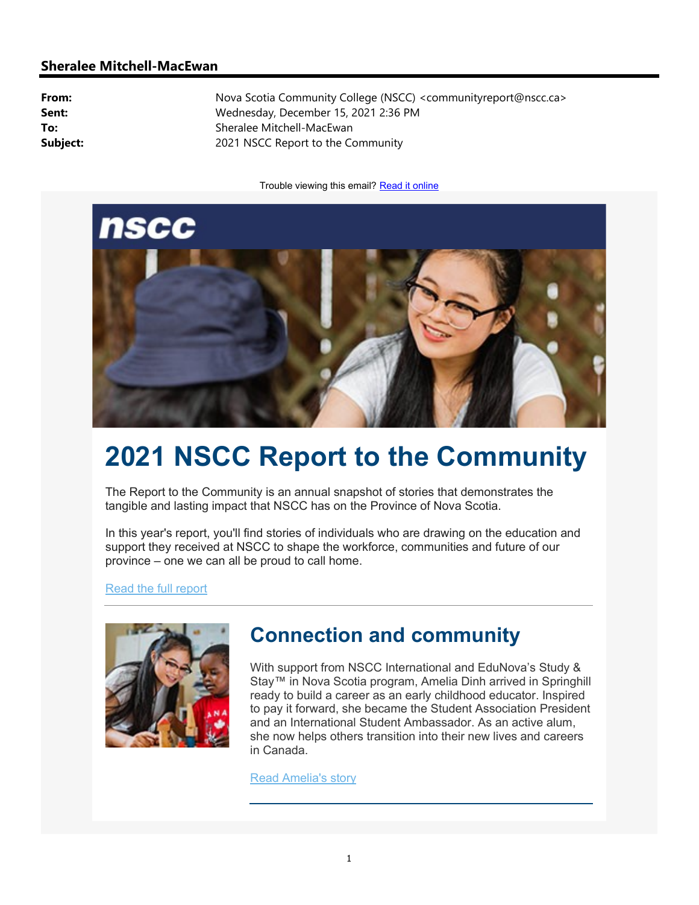## Sheralee Mitchell-MacEwan

| | |
|---|---|
| **From:** | Nova Scotia Community College (NSCC) <communityreport@nscc.ca> |
| **Sent:** | Wednesday, December 15, 2021 2:36 PM |
| **To:** | Sheralee Mitchell-MacEwan |
| **Subject:** | 2021 NSCC Report to the Community |

Trouble viewing this email? Read it online

nscc

# 2021 NSCC Report to the Community

The Report to the Community is an annual snapshot of stories that demonstrates the tangible and lasting impact that NSCC has on the Province of Nova Scotia.

In this year's report, you'll find stories of individuals who are drawing on the education and support they received at NSCC to shape the workforce, communities and future of our province – one we can all be proud to call home.

Read the full report

---

## Connection and community

With support from NSCC International and EduNova's Study & Stay™ in Nova Scotia program, Amelia Dinh arrived in Springhill ready to build a career as an early childhood educator. Inspired to pay it forward, she became the Student Association President and an International Student Ambassador. As an active alum, she now helps others transition into their new lives and careers in Canada.

Read Amelia's story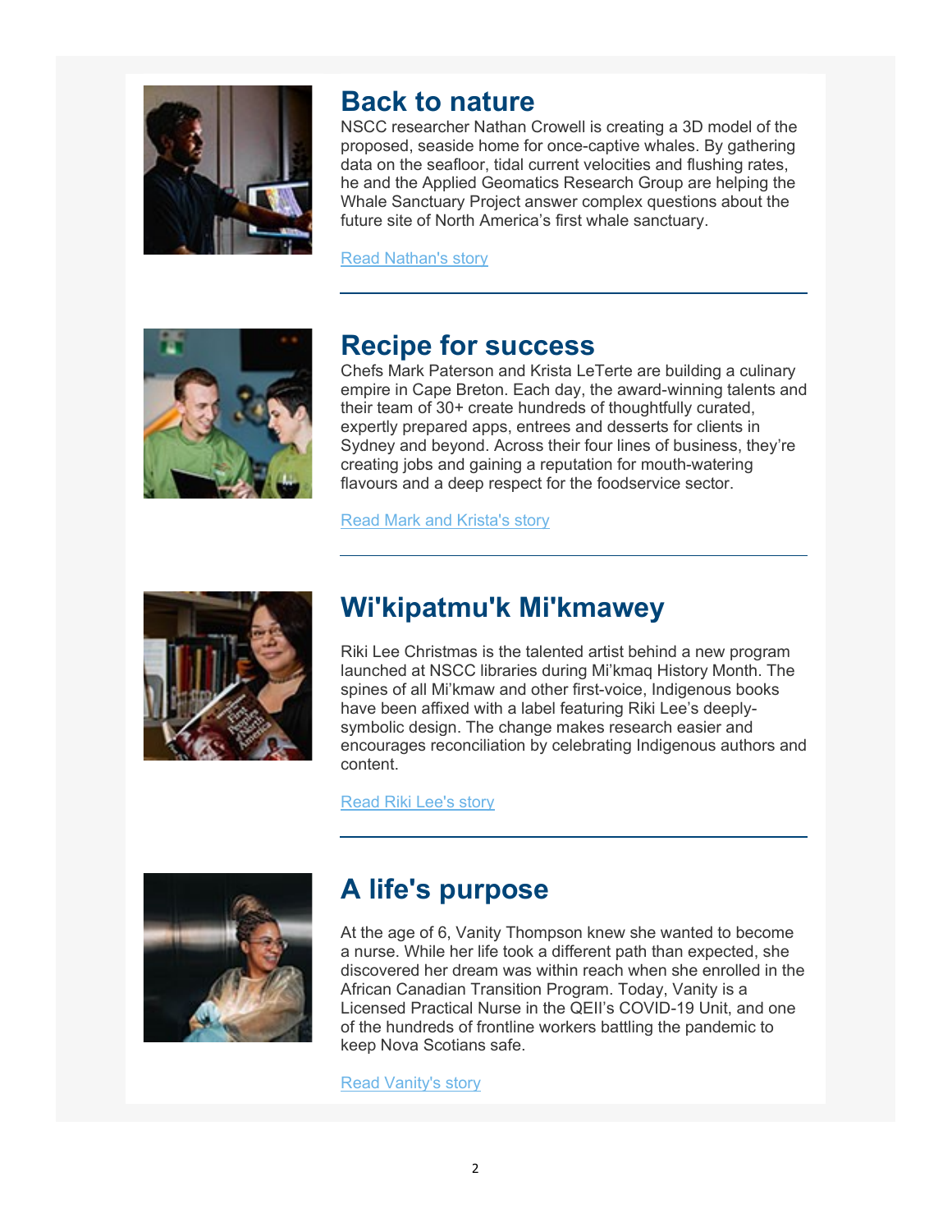## Back to nature

NSCC researcher Nathan Crowell is creating a 3D model of the proposed, seaside home for once-captive whales. By gathering data on the seafloor, tidal current velocities and flushing rates, he and the Applied Geomatics Research Group are helping the Whale Sanctuary Project answer complex questions about the future site of North America's first whale sanctuary.

Read Nathan's story

---

## Recipe for success

Chefs Mark Paterson and Krista LeTerte are building a culinary empire in Cape Breton. Each day, the award-winning talents and their team of 30+ create hundreds of thoughtfully curated, expertly prepared apps, entrees and desserts for clients in Sydney and beyond. Across their four lines of business, they're creating jobs and gaining a reputation for mouth-watering flavours and a deep respect for the foodservice sector.

Read Mark and Krista's story

---

## Wi'kipatmu'k Mi'kmawey

Riki Lee Christmas is the talented artist behind a new program launched at NSCC libraries during Mi'kmaq History Month. The spines of all Mi'kmaw and other first-voice, Indigenous books have been affixed with a label featuring Riki Lee's deeply-symbolic design. The change makes research easier and encourages reconciliation by celebrating Indigenous authors and content.

Read Riki Lee's story

---

## A life's purpose

At the age of 6, Vanity Thompson knew she wanted to become a nurse. While her life took a different path than expected, she discovered her dream was within reach when she enrolled in the African Canadian Transition Program. Today, Vanity is a Licensed Practical Nurse in the QEII's COVID-19 Unit, and one of the hundreds of frontline workers battling the pandemic to keep Nova Scotians safe.

Read Vanity's story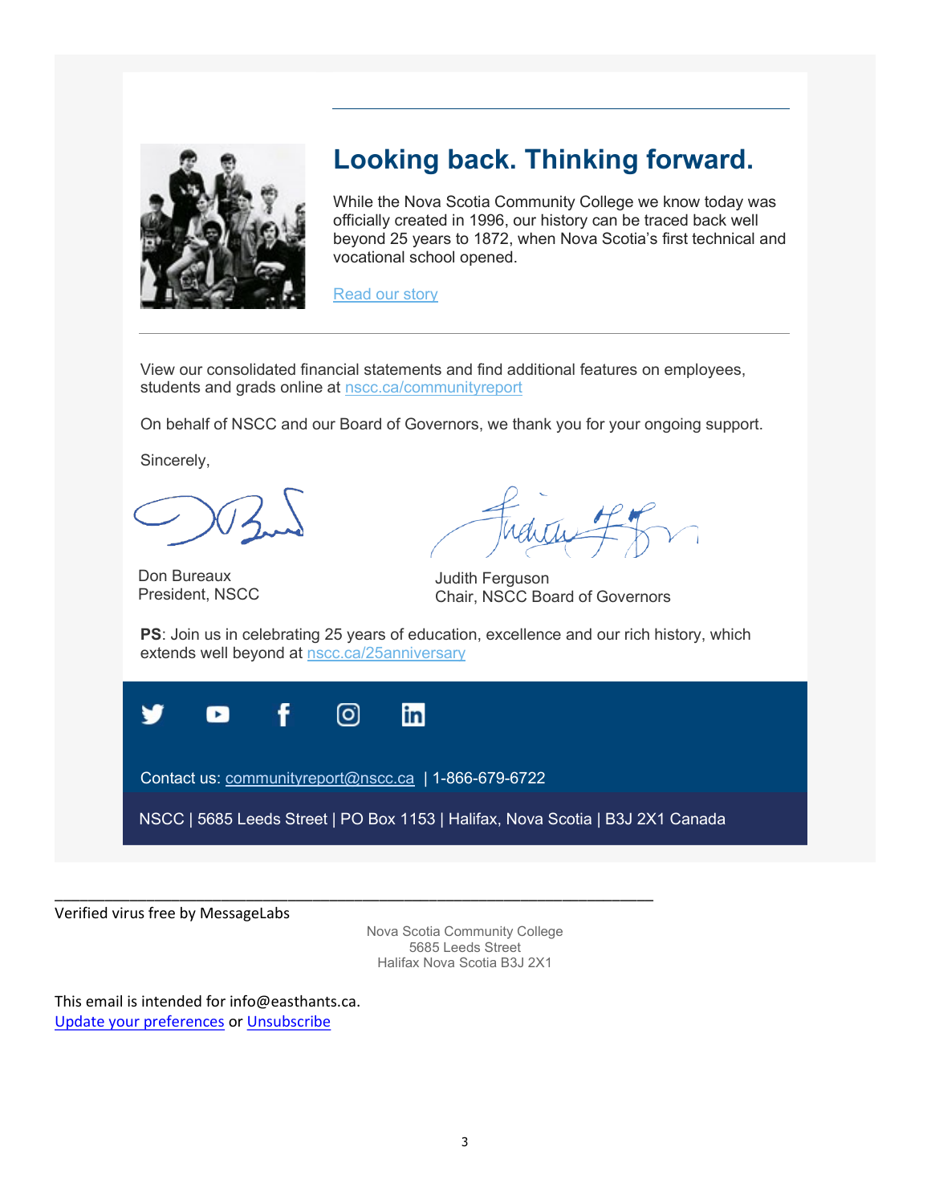## Looking back. Thinking forward.

While the Nova Scotia Community College we know today was officially created in 1996, our history can be traced back well beyond 25 years to 1872, when Nova Scotia's first technical and vocational school opened.

Read our story

---

View our consolidated financial statements and find additional features on employees, students and grads online at nscc.ca/communityreport

On behalf of NSCC and our Board of Governors, we thank you for your ongoing support.

Sincerely,

Don Bureaux
President, NSCC

Judith Ferguson
Chair, NSCC Board of Governors

**PS**: Join us in celebrating 25 years of education, excellence and our rich history, which extends well beyond at nscc.ca/25anniversary

Contact us: communityreport@nscc.ca | 1-866-679-6722

NSCC | 5685 Leeds Street | PO Box 1153 | Halifax, Nova Scotia | B3J 2X1 Canada

---

Verified virus free by MessageLabs

Nova Scotia Community College
5685 Leeds Street
Halifax Nova Scotia B3J 2X1

This email is intended for info@easthants.ca.
Update your preferences or Unsubscribe